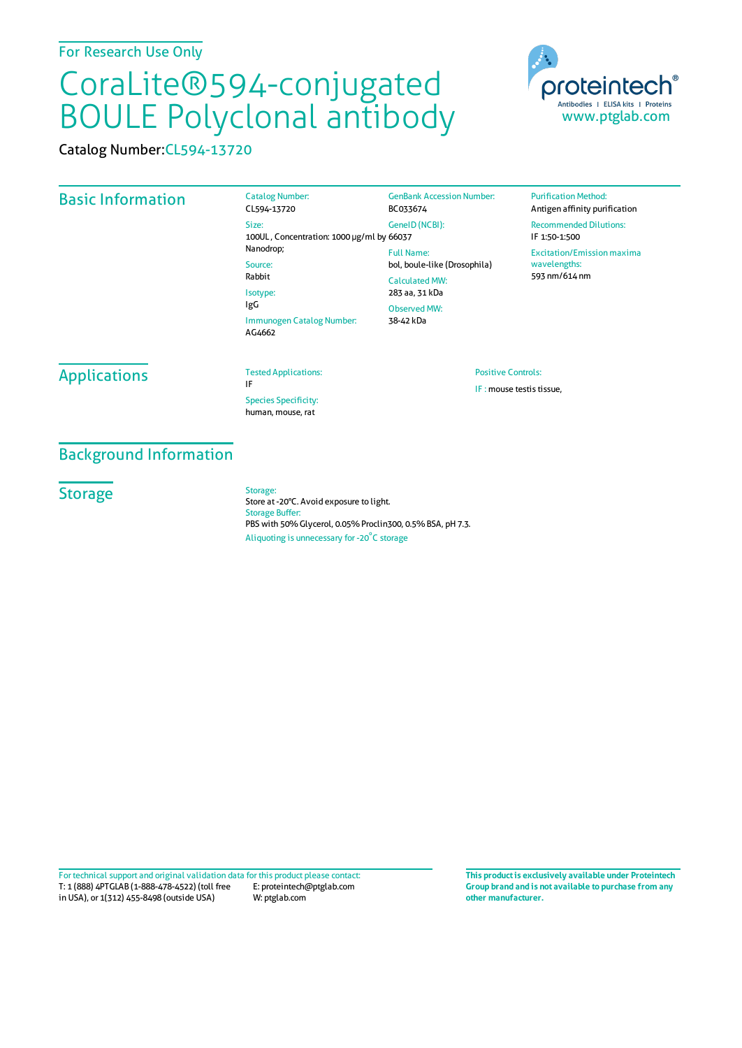For Research Use Only

# CoraLite®594-conjugated BOULE Polyclonal antibody

Catalog Number: CL594-13720

proteintech® Antibodies | ELISA kits | Proteins
www.ptglab.com

## Basic Information

Catalog Number:
CL594-13720

Size:
100UL , Concentration: 1000 μg/ml by Nanodrop;

Source:
Rabbit

Isotype:
IgG

Immunogen Catalog Number:
AG4662

GenBank Accession Number:
BC033674

GeneID (NCBI):
66037

Full Name:
bol, boule-like (Drosophila)

Calculated MW:
283 aa, 31 kDa

Observed MW:
38-42 kDa

Purification Method:
Antigen affinity purification

Recommended Dilutions:
IF 1:50-1:500

Excitation/Emission maxima wavelengths:
593 nm/614 nm

## Applications

Tested Applications:
IF

Species Specificity:
human, mouse, rat

Positive Controls:
IF : mouse testis tissue,

## Background Information

## Storage

Storage:
Store at -20°C. Avoid exposure to light.

Storage Buffer:
PBS with 50% Glycerol, 0.05% Proclin300, 0.5% BSA, pH 7.3.

Aliquoting is unnecessary for -20°C storage

For technical support and original validation data for this product please contact:
T: 1 (888) 4PTGLAB (1-888-478-4522) (toll free in USA), or 1(312) 455-8498 (outside USA)
E: proteintech@ptglab.com
W: ptglab.com

**This product is exclusively available under Proteintech Group brand and is not available to purchase from any other manufacturer.**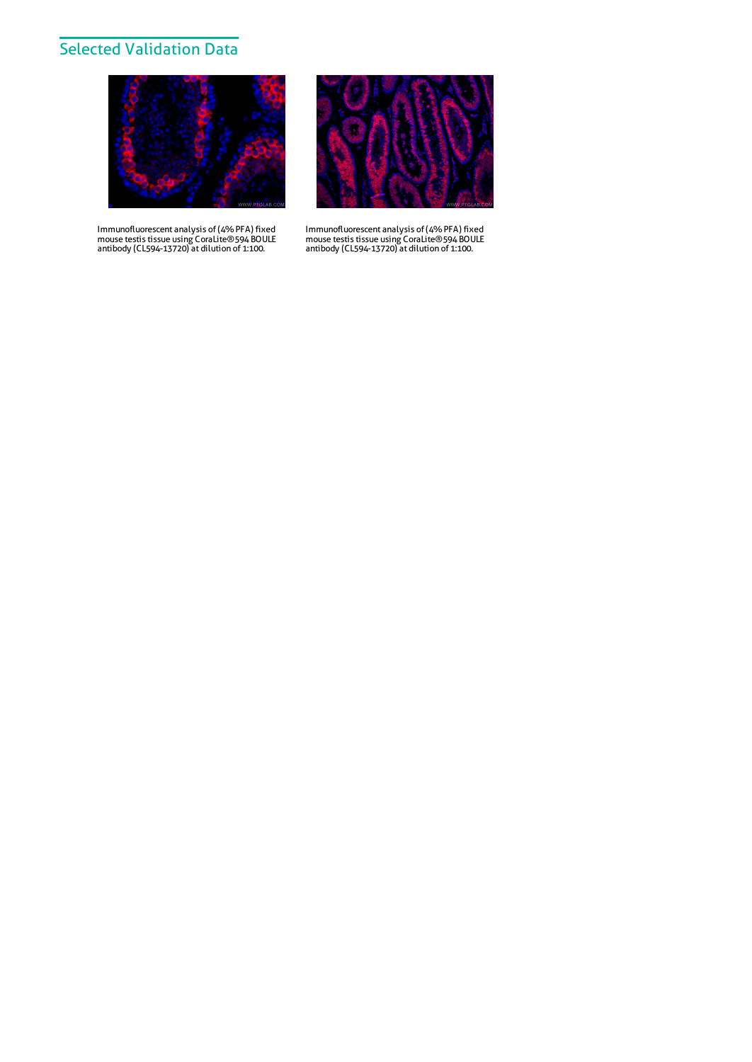## Selected Validation Data

Immunofluorescent analysis of (4% PFA) fixed mouse testis tissue using CoraLite®594 BOULE antibody (CL594-13720) at dilution of 1:100.

Immunofluorescent analysis of (4% PFA) fixed mouse testis tissue using CoraLite®594 BOULE antibody (CL594-13720) at dilution of 1:100.